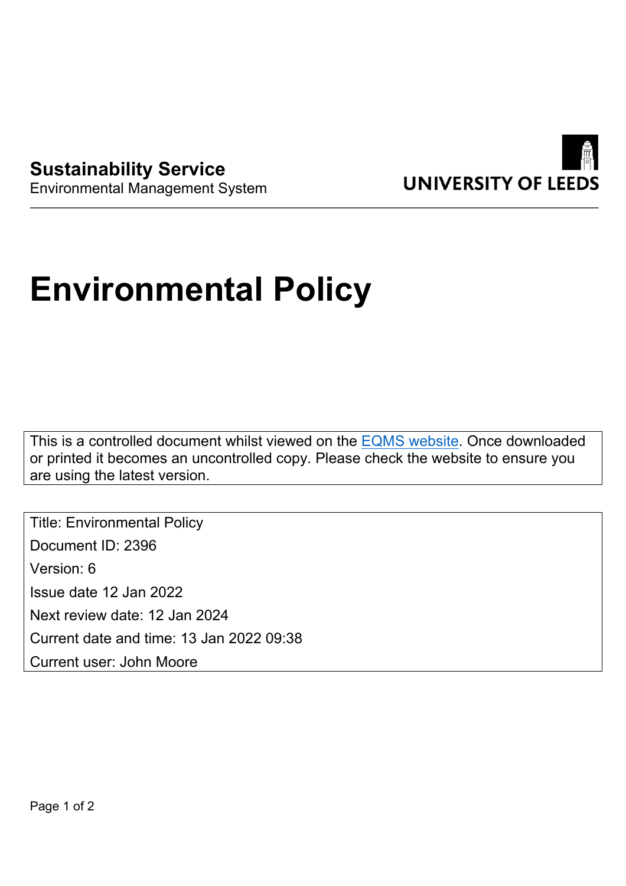**Sustainability Service**
Environmental Management System

UNIVERSITY OF LEEDS

# Environmental Policy

This is a controlled document whilst viewed on the EQMS website. Once downloaded or printed it becomes an uncontrolled copy. Please check the website to ensure you are using the latest version.

Title: Environmental Policy
Document ID: 2396
Version: 6
Issue date 12 Jan 2022
Next review date: 12 Jan 2024
Current date and time: 13 Jan 2022 09:38
Current user: John Moore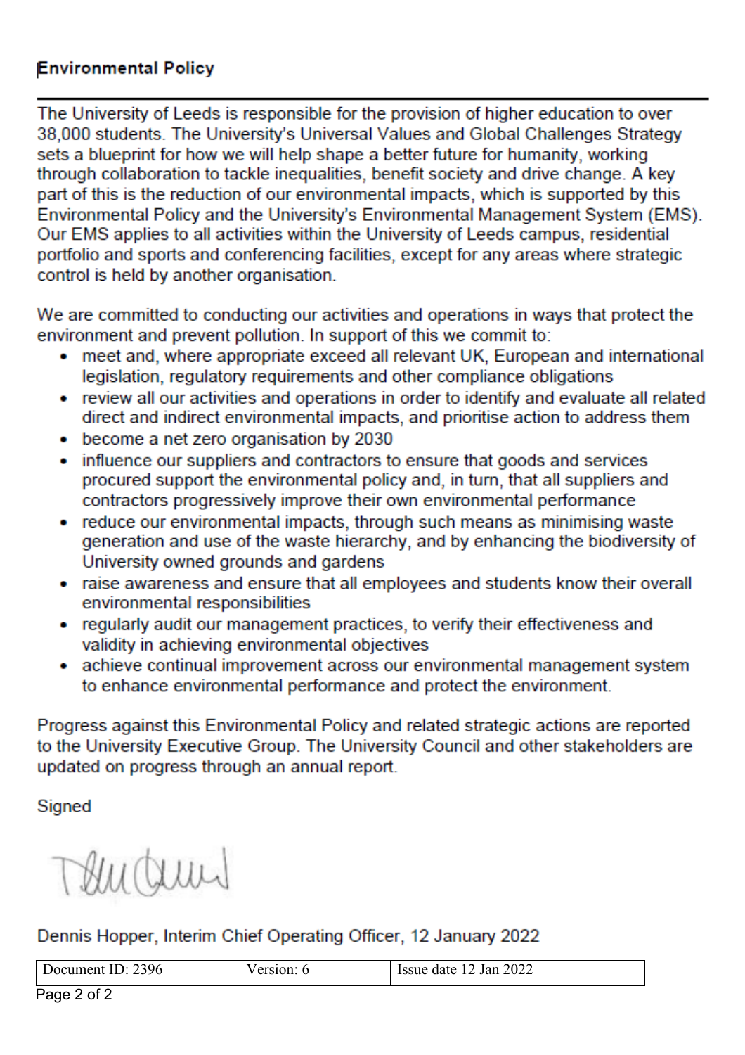## Environmental Policy

The University of Leeds is responsible for the provision of higher education to over 38,000 students. The University's Universal Values and Global Challenges Strategy sets a blueprint for how we will help shape a better future for humanity, working through collaboration to tackle inequalities, benefit society and drive change. A key part of this is the reduction of our environmental impacts, which is supported by this Environmental Policy and the University's Environmental Management System (EMS). Our EMS applies to all activities within the University of Leeds campus, residential portfolio and sports and conferencing facilities, except for any areas where strategic control is held by another organisation.

We are committed to conducting our activities and operations in ways that protect the environment and prevent pollution. In support of this we commit to:

- meet and, where appropriate exceed all relevant UK, European and international legislation, regulatory requirements and other compliance obligations
- review all our activities and operations in order to identify and evaluate all related direct and indirect environmental impacts, and prioritise action to address them
- become a net zero organisation by 2030
- influence our suppliers and contractors to ensure that goods and services procured support the environmental policy and, in turn, that all suppliers and contractors progressively improve their own environmental performance
- reduce our environmental impacts, through such means as minimising waste generation and use of the waste hierarchy, and by enhancing the biodiversity of University owned grounds and gardens
- raise awareness and ensure that all employees and students know their overall environmental responsibilities
- regularly audit our management practices, to verify their effectiveness and validity in achieving environmental objectives
- achieve continual improvement across our environmental management system to enhance environmental performance and protect the environment.

Progress against this Environmental Policy and related strategic actions are reported to the University Executive Group. The University Council and other stakeholders are updated on progress through an annual report.

Signed

Dennis Hopper, Interim Chief Operating Officer, 12 January 2022

| | | |
|---|---|---|
| Document ID: 2396 | Version: 6 | Issue date 12 Jan 2022 |